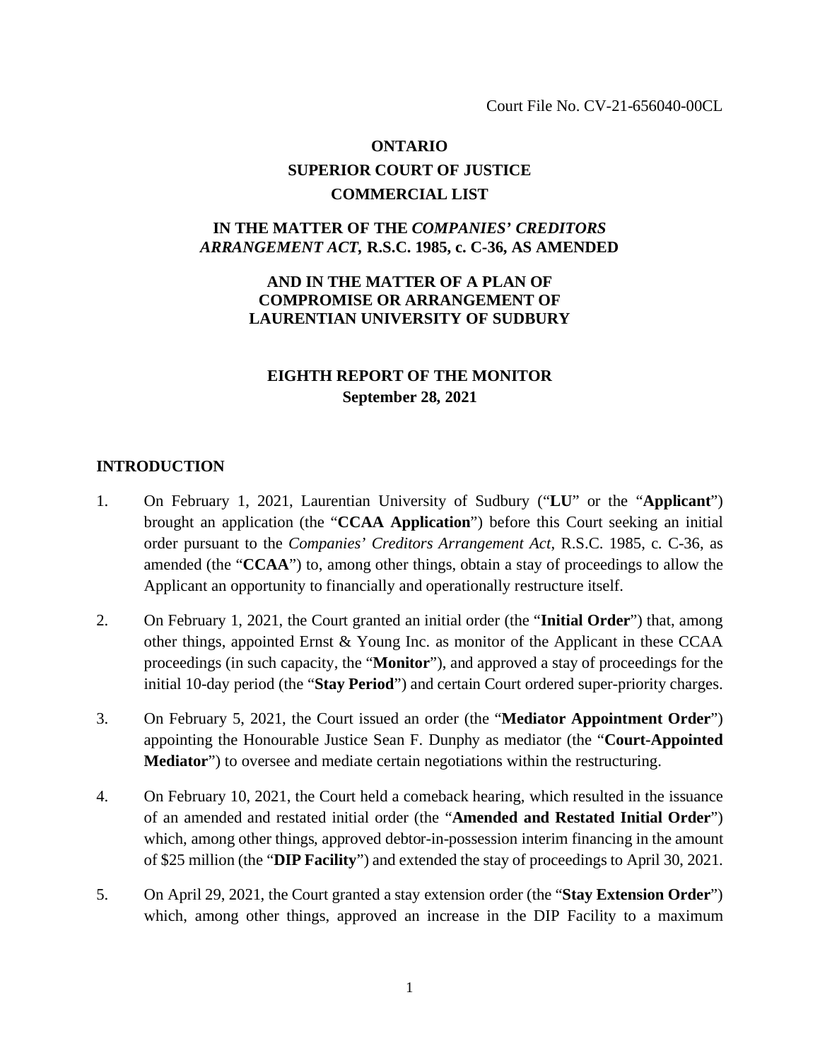Court File No. CV-21-656040-00CL

**ONTARIO**
**SUPERIOR COURT OF JUSTICE**
**COMMERCIAL LIST**

**IN THE MATTER OF THE *COMPANIES' CREDITORS ARRANGEMENT ACT,* R.S.C. 1985, c. C-36, AS AMENDED**

**AND IN THE MATTER OF A PLAN OF COMPROMISE OR ARRANGEMENT OF LAURENTIAN UNIVERSITY OF SUDBURY**

**EIGHTH REPORT OF THE MONITOR**
**September 28, 2021**

## INTRODUCTION

1. On February 1, 2021, Laurentian University of Sudbury ("**LU**" or the "**Applicant**") brought an application (the "**CCAA Application**") before this Court seeking an initial order pursuant to the *Companies' Creditors Arrangement Act*, R.S.C. 1985, c. C-36, as amended (the "**CCAA**") to, among other things, obtain a stay of proceedings to allow the Applicant an opportunity to financially and operationally restructure itself.

2. On February 1, 2021, the Court granted an initial order (the "**Initial Order**") that, among other things, appointed Ernst & Young Inc. as monitor of the Applicant in these CCAA proceedings (in such capacity, the "**Monitor**"), and approved a stay of proceedings for the initial 10-day period (the "**Stay Period**") and certain Court ordered super-priority charges.

3. On February 5, 2021, the Court issued an order (the "**Mediator Appointment Order**") appointing the Honourable Justice Sean F. Dunphy as mediator (the "**Court-Appointed Mediator**") to oversee and mediate certain negotiations within the restructuring.

4. On February 10, 2021, the Court held a comeback hearing, which resulted in the issuance of an amended and restated initial order (the "**Amended and Restated Initial Order**") which, among other things, approved debtor-in-possession interim financing in the amount of $25 million (the "**DIP Facility**") and extended the stay of proceedings to April 30, 2021.

5. On April 29, 2021, the Court granted a stay extension order (the "**Stay Extension Order**") which, among other things, approved an increase in the DIP Facility to a maximum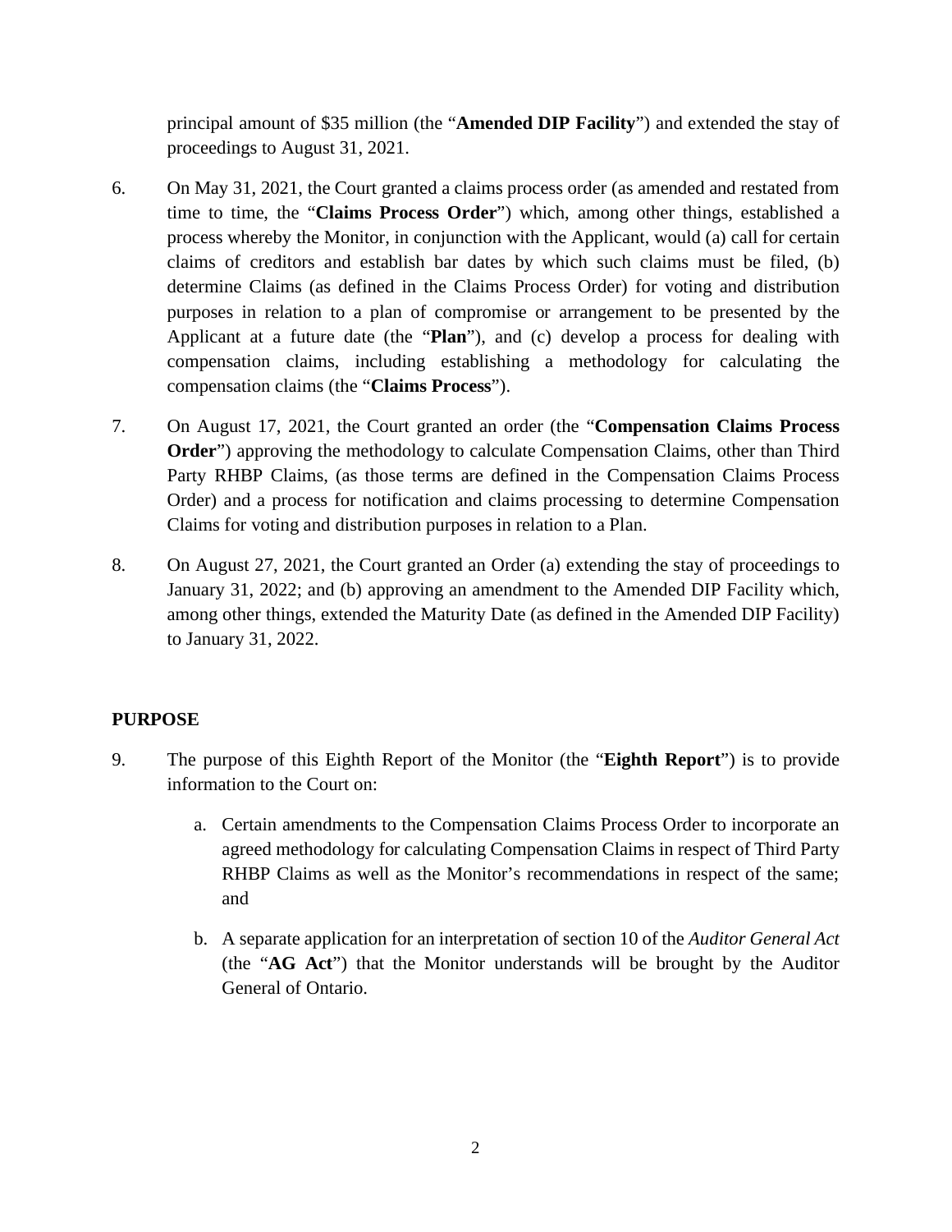principal amount of $35 million (the "**Amended DIP Facility**") and extended the stay of proceedings to August 31, 2021.

6. On May 31, 2021, the Court granted a claims process order (as amended and restated from time to time, the "**Claims Process Order**") which, among other things, established a process whereby the Monitor, in conjunction with the Applicant, would (a) call for certain claims of creditors and establish bar dates by which such claims must be filed, (b) determine Claims (as defined in the Claims Process Order) for voting and distribution purposes in relation to a plan of compromise or arrangement to be presented by the Applicant at a future date (the "**Plan**"), and (c) develop a process for dealing with compensation claims, including establishing a methodology for calculating the compensation claims (the "**Claims Process**").

7. On August 17, 2021, the Court granted an order (the "**Compensation Claims Process Order**") approving the methodology to calculate Compensation Claims, other than Third Party RHBP Claims, (as those terms are defined in the Compensation Claims Process Order) and a process for notification and claims processing to determine Compensation Claims for voting and distribution purposes in relation to a Plan.

8. On August 27, 2021, the Court granted an Order (a) extending the stay of proceedings to January 31, 2022; and (b) approving an amendment to the Amended DIP Facility which, among other things, extended the Maturity Date (as defined in the Amended DIP Facility) to January 31, 2022.

## PURPOSE

9. The purpose of this Eighth Report of the Monitor (the "**Eighth Report**") is to provide information to the Court on:

   a. Certain amendments to the Compensation Claims Process Order to incorporate an agreed methodology for calculating Compensation Claims in respect of Third Party RHBP Claims as well as the Monitor's recommendations in respect of the same; and

   b. A separate application for an interpretation of section 10 of the *Auditor General Act* (the "**AG Act**") that the Monitor understands will be brought by the Auditor General of Ontario.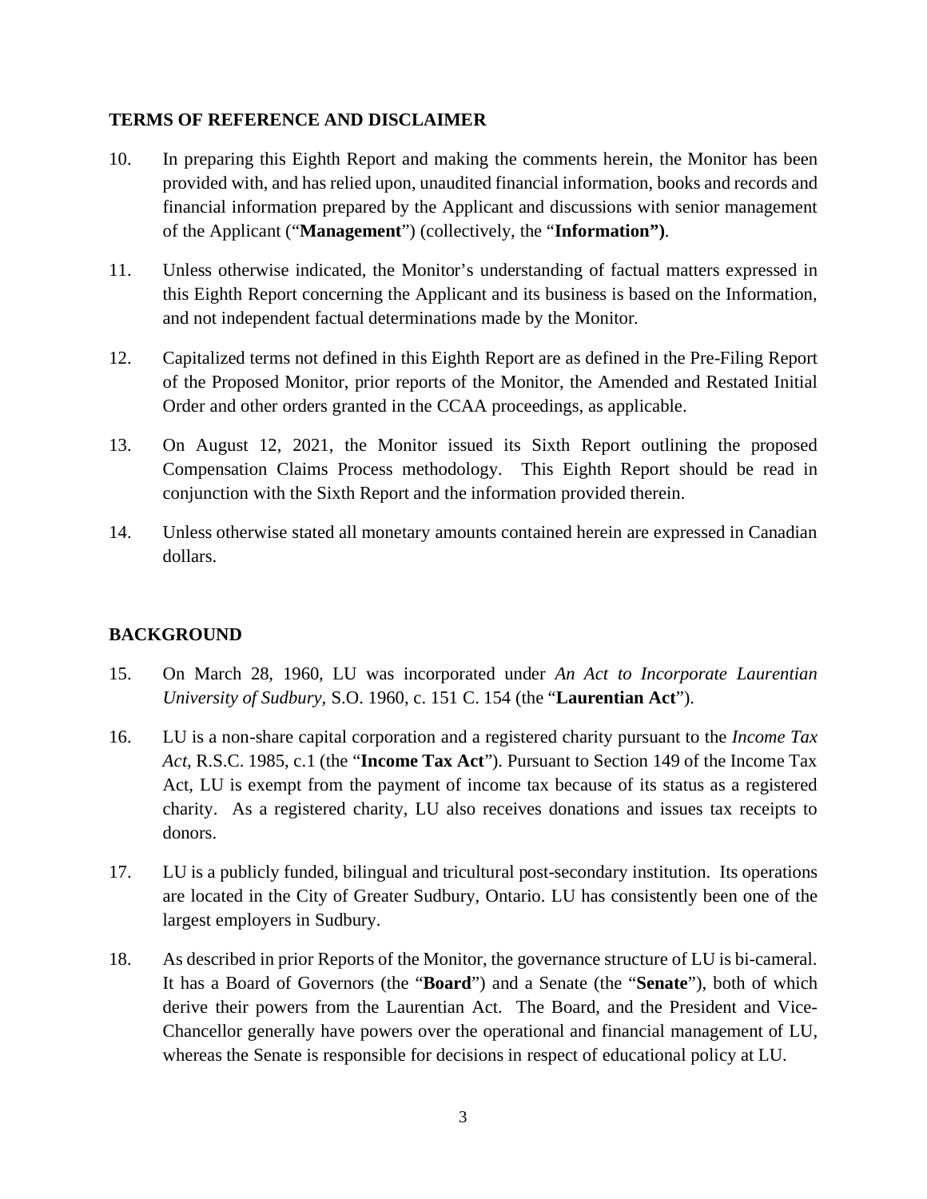## TERMS OF REFERENCE AND DISCLAIMER

10. In preparing this Eighth Report and making the comments herein, the Monitor has been provided with, and has relied upon, unaudited financial information, books and records and financial information prepared by the Applicant and discussions with senior management of the Applicant ("**Management**") (collectively, the "**Information")**.

11. Unless otherwise indicated, the Monitor's understanding of factual matters expressed in this Eighth Report concerning the Applicant and its business is based on the Information, and not independent factual determinations made by the Monitor.

12. Capitalized terms not defined in this Eighth Report are as defined in the Pre-Filing Report of the Proposed Monitor, prior reports of the Monitor, the Amended and Restated Initial Order and other orders granted in the CCAA proceedings, as applicable.

13. On August 12, 2021, the Monitor issued its Sixth Report outlining the proposed Compensation Claims Process methodology. This Eighth Report should be read in conjunction with the Sixth Report and the information provided therein.

14. Unless otherwise stated all monetary amounts contained herein are expressed in Canadian dollars.

## BACKGROUND

15. On March 28, 1960, LU was incorporated under *An Act to Incorporate Laurentian University of Sudbury*, S.O. 1960, c. 151 C. 154 (the "**Laurentian Act**").

16. LU is a non-share capital corporation and a registered charity pursuant to the *Income Tax Act*, R.S.C. 1985, c.1 (the "**Income Tax Act**"). Pursuant to Section 149 of the Income Tax Act, LU is exempt from the payment of income tax because of its status as a registered charity. As a registered charity, LU also receives donations and issues tax receipts to donors.

17. LU is a publicly funded, bilingual and tricultural post-secondary institution. Its operations are located in the City of Greater Sudbury, Ontario. LU has consistently been one of the largest employers in Sudbury.

18. As described in prior Reports of the Monitor, the governance structure of LU is bi-cameral. It has a Board of Governors (the "**Board**") and a Senate (the "**Senate**"), both of which derive their powers from the Laurentian Act. The Board, and the President and Vice-Chancellor generally have powers over the operational and financial management of LU, whereas the Senate is responsible for decisions in respect of educational policy at LU.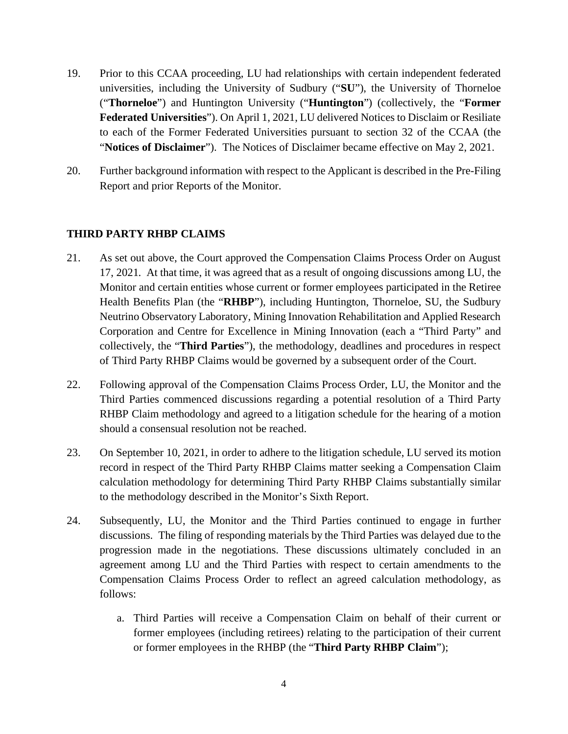19. Prior to this CCAA proceeding, LU had relationships with certain independent federated universities, including the University of Sudbury ("**SU**"), the University of Thorneloe ("**Thorneloe**") and Huntington University ("**Huntington**") (collectively, the "**Former Federated Universities**"). On April 1, 2021, LU delivered Notices to Disclaim or Resiliate to each of the Former Federated Universities pursuant to section 32 of the CCAA (the "**Notices of Disclaimer**"). The Notices of Disclaimer became effective on May 2, 2021.

20. Further background information with respect to the Applicant is described in the Pre-Filing Report and prior Reports of the Monitor.

## THIRD PARTY RHBP CLAIMS

21. As set out above, the Court approved the Compensation Claims Process Order on August 17, 2021. At that time, it was agreed that as a result of ongoing discussions among LU, the Monitor and certain entities whose current or former employees participated in the Retiree Health Benefits Plan (the "**RHBP**"), including Huntington, Thorneloe, SU, the Sudbury Neutrino Observatory Laboratory, Mining Innovation Rehabilitation and Applied Research Corporation and Centre for Excellence in Mining Innovation (each a "Third Party" and collectively, the "**Third Parties**"), the methodology, deadlines and procedures in respect of Third Party RHBP Claims would be governed by a subsequent order of the Court.

22. Following approval of the Compensation Claims Process Order, LU, the Monitor and the Third Parties commenced discussions regarding a potential resolution of a Third Party RHBP Claim methodology and agreed to a litigation schedule for the hearing of a motion should a consensual resolution not be reached.

23. On September 10, 2021, in order to adhere to the litigation schedule, LU served its motion record in respect of the Third Party RHBP Claims matter seeking a Compensation Claim calculation methodology for determining Third Party RHBP Claims substantially similar to the methodology described in the Monitor's Sixth Report.

24. Subsequently, LU, the Monitor and the Third Parties continued to engage in further discussions. The filing of responding materials by the Third Parties was delayed due to the progression made in the negotiations. These discussions ultimately concluded in an agreement among LU and the Third Parties with respect to certain amendments to the Compensation Claims Process Order to reflect an agreed calculation methodology, as follows:

    a. Third Parties will receive a Compensation Claim on behalf of their current or former employees (including retirees) relating to the participation of their current or former employees in the RHBP (the "**Third Party RHBP Claim**");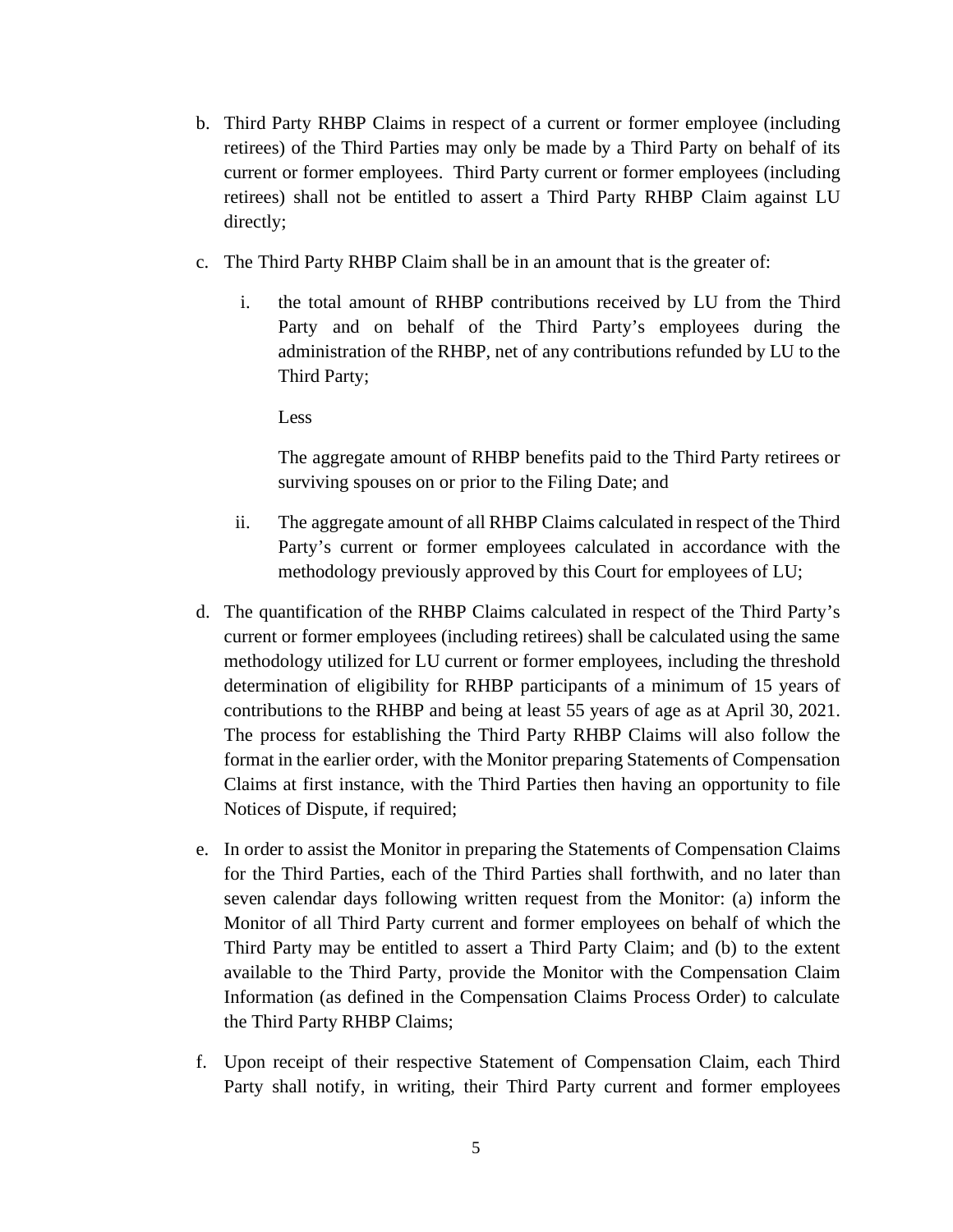b. Third Party RHBP Claims in respect of a current or former employee (including retirees) of the Third Parties may only be made by a Third Party on behalf of its current or former employees. Third Party current or former employees (including retirees) shall not be entitled to assert a Third Party RHBP Claim against LU directly;

c. The Third Party RHBP Claim shall be in an amount that is the greater of:

   i. the total amount of RHBP contributions received by LU from the Third Party and on behalf of the Third Party's employees during the administration of the RHBP, net of any contributions refunded by LU to the Third Party;

      Less

      The aggregate amount of RHBP benefits paid to the Third Party retirees or surviving spouses on or prior to the Filing Date; and

   ii. The aggregate amount of all RHBP Claims calculated in respect of the Third Party's current or former employees calculated in accordance with the methodology previously approved by this Court for employees of LU;

d. The quantification of the RHBP Claims calculated in respect of the Third Party's current or former employees (including retirees) shall be calculated using the same methodology utilized for LU current or former employees, including the threshold determination of eligibility for RHBP participants of a minimum of 15 years of contributions to the RHBP and being at least 55 years of age as at April 30, 2021. The process for establishing the Third Party RHBP Claims will also follow the format in the earlier order, with the Monitor preparing Statements of Compensation Claims at first instance, with the Third Parties then having an opportunity to file Notices of Dispute, if required;

e. In order to assist the Monitor in preparing the Statements of Compensation Claims for the Third Parties, each of the Third Parties shall forthwith, and no later than seven calendar days following written request from the Monitor: (a) inform the Monitor of all Third Party current and former employees on behalf of which the Third Party may be entitled to assert a Third Party Claim; and (b) to the extent available to the Third Party, provide the Monitor with the Compensation Claim Information (as defined in the Compensation Claims Process Order) to calculate the Third Party RHBP Claims;

f. Upon receipt of their respective Statement of Compensation Claim, each Third Party shall notify, in writing, their Third Party current and former employees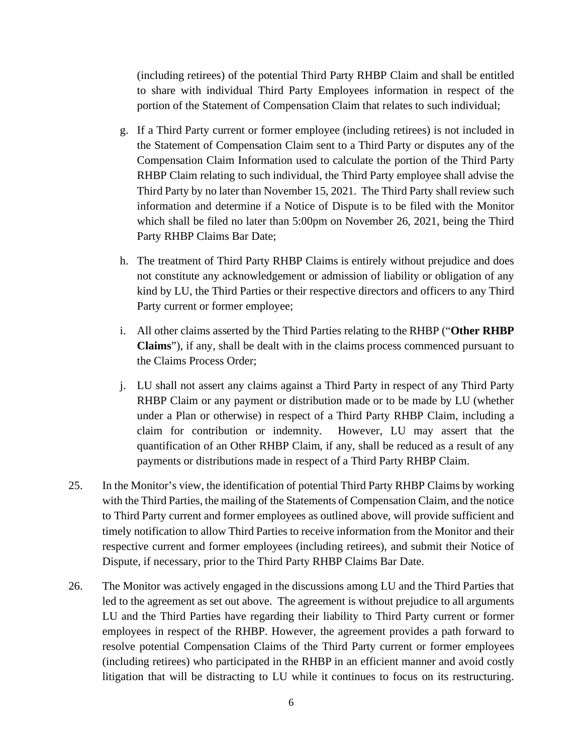(including retirees) of the potential Third Party RHBP Claim and shall be entitled to share with individual Third Party Employees information in respect of the portion of the Statement of Compensation Claim that relates to such individual;

g. If a Third Party current or former employee (including retirees) is not included in the Statement of Compensation Claim sent to a Third Party or disputes any of the Compensation Claim Information used to calculate the portion of the Third Party RHBP Claim relating to such individual, the Third Party employee shall advise the Third Party by no later than November 15, 2021. The Third Party shall review such information and determine if a Notice of Dispute is to be filed with the Monitor which shall be filed no later than 5:00pm on November 26, 2021, being the Third Party RHBP Claims Bar Date;

h. The treatment of Third Party RHBP Claims is entirely without prejudice and does not constitute any acknowledgement or admission of liability or obligation of any kind by LU, the Third Parties or their respective directors and officers to any Third Party current or former employee;

i. All other claims asserted by the Third Parties relating to the RHBP ("**Other RHBP Claims**"), if any, shall be dealt with in the claims process commenced pursuant to the Claims Process Order;

j. LU shall not assert any claims against a Third Party in respect of any Third Party RHBP Claim or any payment or distribution made or to be made by LU (whether under a Plan or otherwise) in respect of a Third Party RHBP Claim, including a claim for contribution or indemnity. However, LU may assert that the quantification of an Other RHBP Claim, if any, shall be reduced as a result of any payments or distributions made in respect of a Third Party RHBP Claim.

25. In the Monitor's view, the identification of potential Third Party RHBP Claims by working with the Third Parties, the mailing of the Statements of Compensation Claim, and the notice to Third Party current and former employees as outlined above, will provide sufficient and timely notification to allow Third Parties to receive information from the Monitor and their respective current and former employees (including retirees), and submit their Notice of Dispute, if necessary, prior to the Third Party RHBP Claims Bar Date.

26. The Monitor was actively engaged in the discussions among LU and the Third Parties that led to the agreement as set out above. The agreement is without prejudice to all arguments LU and the Third Parties have regarding their liability to Third Party current or former employees in respect of the RHBP. However, the agreement provides a path forward to resolve potential Compensation Claims of the Third Party current or former employees (including retirees) who participated in the RHBP in an efficient manner and avoid costly litigation that will be distracting to LU while it continues to focus on its restructuring.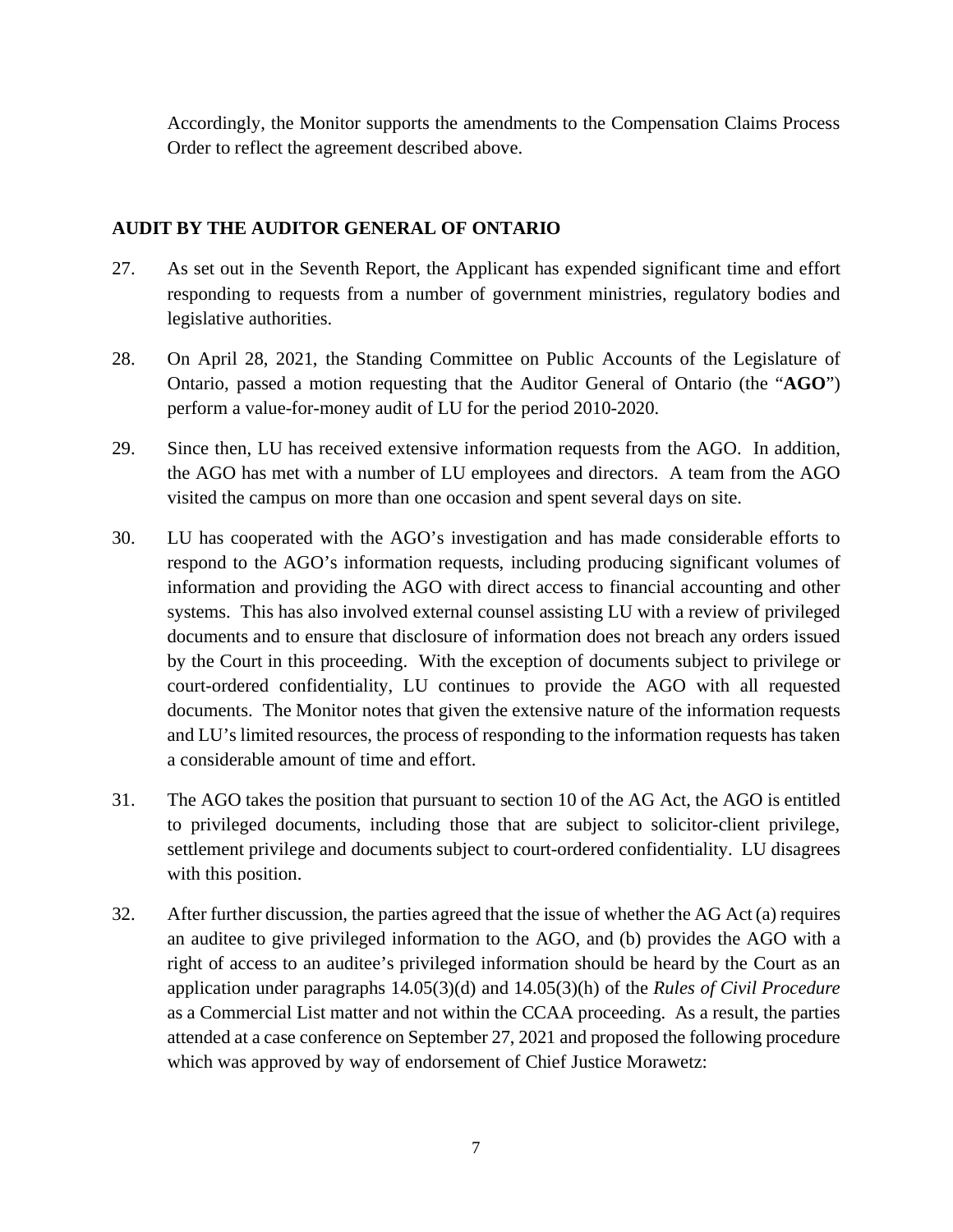Accordingly, the Monitor supports the amendments to the Compensation Claims Process Order to reflect the agreement described above.

## AUDIT BY THE AUDITOR GENERAL OF ONTARIO

27. As set out in the Seventh Report, the Applicant has expended significant time and effort responding to requests from a number of government ministries, regulatory bodies and legislative authorities.

28. On April 28, 2021, the Standing Committee on Public Accounts of the Legislature of Ontario, passed a motion requesting that the Auditor General of Ontario (the "**AGO**") perform a value-for-money audit of LU for the period 2010-2020.

29. Since then, LU has received extensive information requests from the AGO. In addition, the AGO has met with a number of LU employees and directors. A team from the AGO visited the campus on more than one occasion and spent several days on site.

30. LU has cooperated with the AGO's investigation and has made considerable efforts to respond to the AGO's information requests, including producing significant volumes of information and providing the AGO with direct access to financial accounting and other systems. This has also involved external counsel assisting LU with a review of privileged documents and to ensure that disclosure of information does not breach any orders issued by the Court in this proceeding. With the exception of documents subject to privilege or court-ordered confidentiality, LU continues to provide the AGO with all requested documents. The Monitor notes that given the extensive nature of the information requests and LU's limited resources, the process of responding to the information requests has taken a considerable amount of time and effort.

31. The AGO takes the position that pursuant to section 10 of the AG Act, the AGO is entitled to privileged documents, including those that are subject to solicitor-client privilege, settlement privilege and documents subject to court-ordered confidentiality. LU disagrees with this position.

32. After further discussion, the parties agreed that the issue of whether the AG Act (a) requires an auditee to give privileged information to the AGO, and (b) provides the AGO with a right of access to an auditee's privileged information should be heard by the Court as an application under paragraphs 14.05(3)(d) and 14.05(3)(h) of the *Rules of Civil Procedure* as a Commercial List matter and not within the CCAA proceeding. As a result, the parties attended at a case conference on September 27, 2021 and proposed the following procedure which was approved by way of endorsement of Chief Justice Morawetz: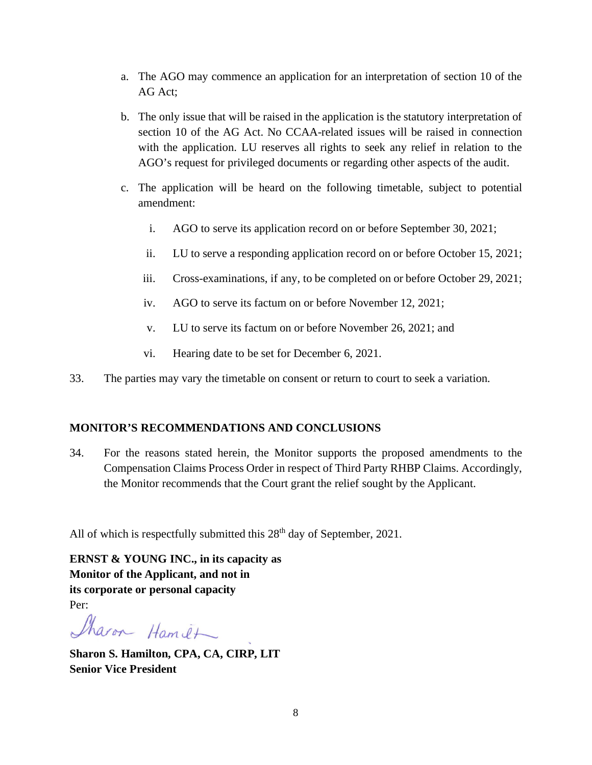a. The AGO may commence an application for an interpretation of section 10 of the AG Act;

b. The only issue that will be raised in the application is the statutory interpretation of section 10 of the AG Act. No CCAA-related issues will be raised in connection with the application. LU reserves all rights to seek any relief in relation to the AGO's request for privileged documents or regarding other aspects of the audit.

c. The application will be heard on the following timetable, subject to potential amendment:

   i. AGO to serve its application record on or before September 30, 2021;

   ii. LU to serve a responding application record on or before October 15, 2021;

   iii. Cross-examinations, if any, to be completed on or before October 29, 2021;

   iv. AGO to serve its factum on or before November 12, 2021;

   v. LU to serve its factum on or before November 26, 2021; and

   vi. Hearing date to be set for December 6, 2021.

33. The parties may vary the timetable on consent or return to court to seek a variation.

## MONITOR'S RECOMMENDATIONS AND CONCLUSIONS

34. For the reasons stated herein, the Monitor supports the proposed amendments to the Compensation Claims Process Order in respect of Third Party RHBP Claims. Accordingly, the Monitor recommends that the Court grant the relief sought by the Applicant.

All of which is respectfully submitted this 28th day of September, 2021.

**ERNST & YOUNG INC., in its capacity as Monitor of the Applicant, and not in its corporate or personal capacity**

Per:

Sharon Hamilton

**Sharon S. Hamilton, CPA, CA, CIRP, LIT**
**Senior Vice President**